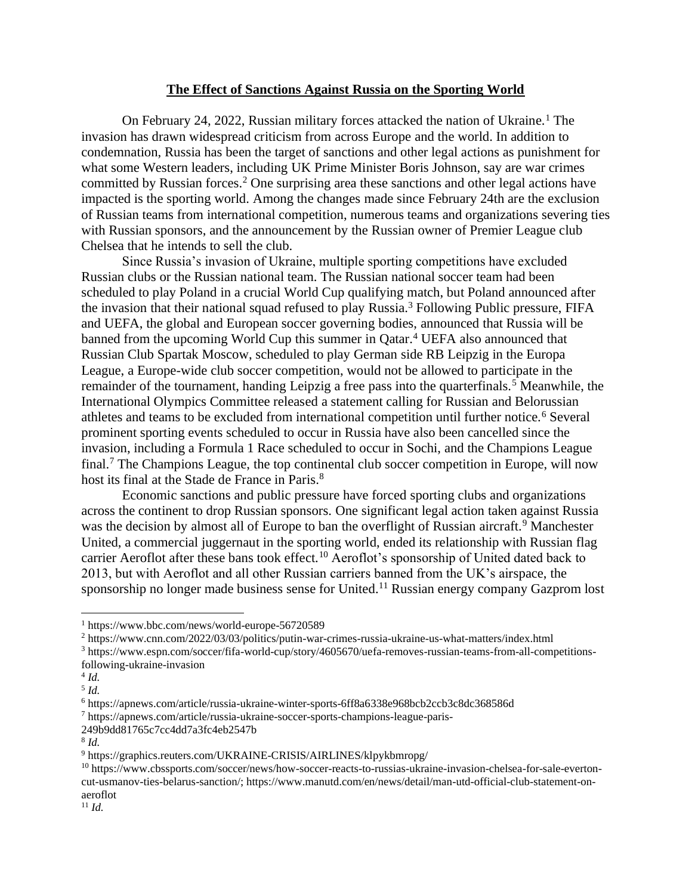**The Effect of Sanctions Against Russia on the Sporting World**

On February 24, 2022, Russian military forces attacked the nation of Ukraine.[1] The invasion has drawn widespread criticism from across Europe and the world. In addition to condemnation, Russia has been the target of sanctions and other legal actions as punishment for what some Western leaders, including UK Prime Minister Boris Johnson, say are war crimes committed by Russian forces.[2] One surprising area these sanctions and other legal actions have impacted is the sporting world. Among the changes made since February 24th are the exclusion of Russian teams from international competition, numerous teams and organizations severing ties with Russian sponsors, and the announcement by the Russian owner of Premier League club Chelsea that he intends to sell the club.

Since Russia's invasion of Ukraine, multiple sporting competitions have excluded Russian clubs or the Russian national team. The Russian national soccer team had been scheduled to play Poland in a crucial World Cup qualifying match, but Poland announced after the invasion that their national squad refused to play Russia.[3] Following Public pressure, FIFA and UEFA, the global and European soccer governing bodies, announced that Russia will be banned from the upcoming World Cup this summer in Qatar.[4] UEFA also announced that Russian Club Spartak Moscow, scheduled to play German side RB Leipzig in the Europa League, a Europe-wide club soccer competition, would not be allowed to participate in the remainder of the tournament, handing Leipzig a free pass into the quarterfinals.[5] Meanwhile, the International Olympics Committee released a statement calling for Russian and Belorussian athletes and teams to be excluded from international competition until further notice.[6] Several prominent sporting events scheduled to occur in Russia have also been cancelled since the invasion, including a Formula 1 Race scheduled to occur in Sochi, and the Champions League final.[7] The Champions League, the top continental club soccer competition in Europe, will now host its final at the Stade de France in Paris.[8]

Economic sanctions and public pressure have forced sporting clubs and organizations across the continent to drop Russian sponsors. One significant legal action taken against Russia was the decision by almost all of Europe to ban the overflight of Russian aircraft.[9] Manchester United, a commercial juggernaut in the sporting world, ended its relationship with Russian flag carrier Aeroflot after these bans took effect.[10] Aeroflot's sponsorship of United dated back to 2013, but with Aeroflot and all other Russian carriers banned from the UK's airspace, the sponsorship no longer made business sense for United.[11] Russian energy company Gazprom lost

---

[1] https://www.bbc.com/news/world-europe-56720589

[2] https://www.cnn.com/2022/03/03/politics/putin-war-crimes-russia-ukraine-us-what-matters/index.html

[3] https://www.espn.com/soccer/fifa-world-cup/story/4605670/uefa-removes-russian-teams-from-all-competitions-following-ukraine-invasion

[4] *Id.*

[5] *Id.*

[6] https://apnews.com/article/russia-ukraine-winter-sports-6ff8a6338e968bcb2ccb3c8dc368586d

[7] https://apnews.com/article/russia-ukraine-soccer-sports-champions-league-paris-249b9dd81765c7cc4dd7a3fc4eb2547b

[8] *Id.*

[9] https://graphics.reuters.com/UKRAINE-CRISIS/AIRLINES/klpykbmropg/

[10] https://www.cbssports.com/soccer/news/how-soccer-reacts-to-russias-ukraine-invasion-chelsea-for-sale-everton-cut-usmanov-ties-belarus-sanction/; https://www.manutd.com/en/news/detail/man-utd-official-club-statement-on-aeroflot

[11] *Id.*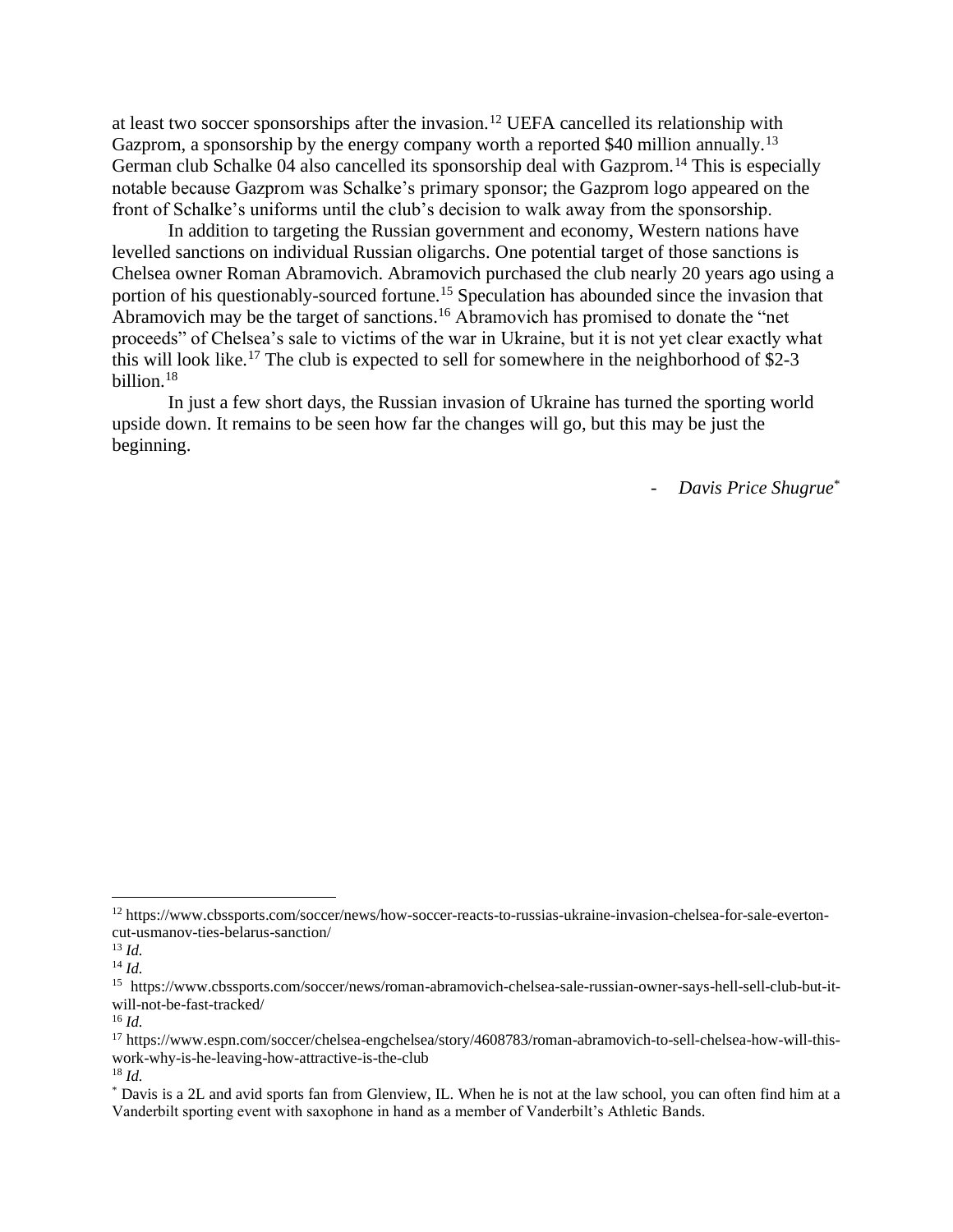at least two soccer sponsorships after the invasion.[12] UEFA cancelled its relationship with Gazprom, a sponsorship by the energy company worth a reported $40 million annually.[13] German club Schalke 04 also cancelled its sponsorship deal with Gazprom.[14] This is especially notable because Gazprom was Schalke's primary sponsor; the Gazprom logo appeared on the front of Schalke's uniforms until the club's decision to walk away from the sponsorship.

In addition to targeting the Russian government and economy, Western nations have levelled sanctions on individual Russian oligarchs. One potential target of those sanctions is Chelsea owner Roman Abramovich. Abramovich purchased the club nearly 20 years ago using a portion of his questionably-sourced fortune.[15] Speculation has abounded since the invasion that Abramovich may be the target of sanctions.[16] Abramovich has promised to donate the "net proceeds" of Chelsea's sale to victims of the war in Ukraine, but it is not yet clear exactly what this will look like.[17] The club is expected to sell for somewhere in the neighborhood of $2-3 billion.[18]

In just a few short days, the Russian invasion of Ukraine has turned the sporting world upside down. It remains to be seen how far the changes will go, but this may be just the beginning.

- *Davis Price Shugrue*[*]

---

[12] https://www.cbssports.com/soccer/news/how-soccer-reacts-to-russias-ukraine-invasion-chelsea-for-sale-everton-cut-usmanov-ties-belarus-sanction/

[13] *Id.*

[14] *Id.*

[15] https://www.cbssports.com/soccer/news/roman-abramovich-chelsea-sale-russian-owner-says-hell-sell-club-but-it-will-not-be-fast-tracked/

[16] *Id.*

[17] https://www.espn.com/soccer/chelsea-engchelsea/story/4608783/roman-abramovich-to-sell-chelsea-how-will-this-work-why-is-he-leaving-how-attractive-is-the-club

[18] *Id.*

[*] Davis is a 2L and avid sports fan from Glenview, IL. When he is not at the law school, you can often find him at a Vanderbilt sporting event with saxophone in hand as a member of Vanderbilt's Athletic Bands.